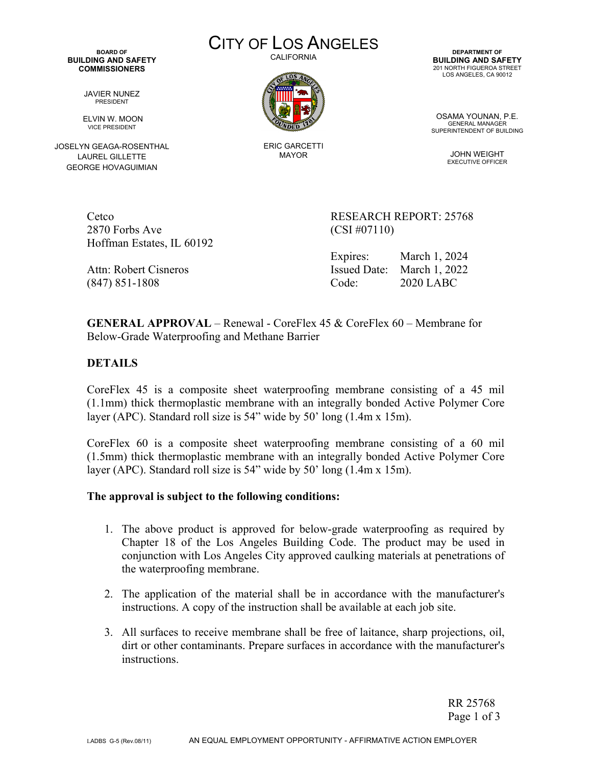**BOARD OF BUILDING AND SAFETY COMMISSIONERS**

JAVIER NUNEZ
PRESIDENT

ELVIN W. MOON
VICE PRESIDENT

JOSELYN GEAGA-ROSENTHAL
LAUREL GILLETTE
GEORGE HOVAGUIMIAN

# CITY OF LOS ANGELES

CALIFORNIA

ERIC GARCETTI
MAYOR

**DEPARTMENT OF BUILDING AND SAFETY**
201 NORTH FIGUEROA STREET
LOS ANGELES, CA 90012

OSAMA YOUNAN, P.E.
GENERAL MANAGER
SUPERINTENDENT OF BUILDING

JOHN WEIGHT
EXECUTIVE OFFICER

Cetco
2870 Forbs Ave
Hoffman Estates, IL 60192

Attn: Robert Cisneros
(847) 851-1808

RESEARCH REPORT: 25768
(CSI #07110)

Expires: March 1, 2024
Issued Date: March 1, 2022
Code: 2020 LABC

**GENERAL APPROVAL** – Renewal - CoreFlex 45 & CoreFlex 60 – Membrane for Below-Grade Waterproofing and Methane Barrier

## DETAILS

CoreFlex 45 is a composite sheet waterproofing membrane consisting of a 45 mil (1.1mm) thick thermoplastic membrane with an integrally bonded Active Polymer Core layer (APC). Standard roll size is 54" wide by 50' long (1.4m x 15m).

CoreFlex 60 is a composite sheet waterproofing membrane consisting of a 60 mil (1.5mm) thick thermoplastic membrane with an integrally bonded Active Polymer Core layer (APC). Standard roll size is 54" wide by 50' long (1.4m x 15m).

**The approval is subject to the following conditions:**

1. The above product is approved for below-grade waterproofing as required by Chapter 18 of the Los Angeles Building Code. The product may be used in conjunction with Los Angeles City approved caulking materials at penetrations of the waterproofing membrane.
2. The application of the material shall be in accordance with the manufacturer's instructions. A copy of the instruction shall be available at each job site.
3. All surfaces to receive membrane shall be free of laitance, sharp projections, oil, dirt or other contaminants. Prepare surfaces in accordance with the manufacturer's instructions.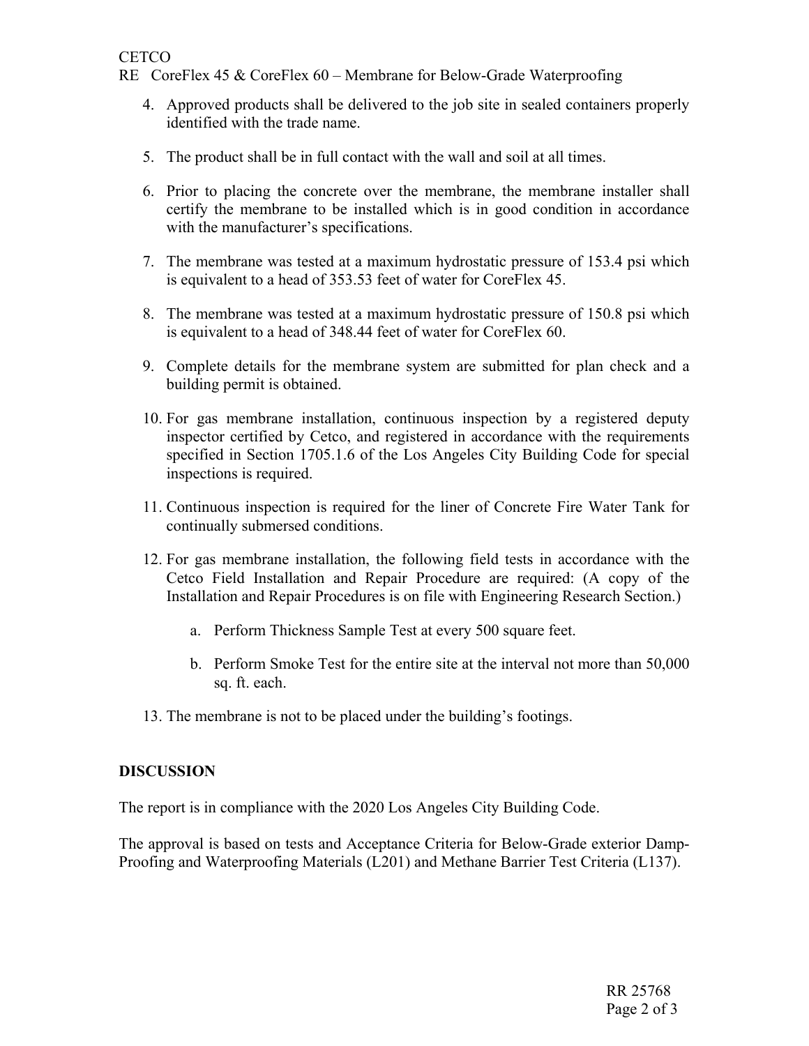4. Approved products shall be delivered to the job site in sealed containers properly identified with the trade name.

5. The product shall be in full contact with the wall and soil at all times.

6. Prior to placing the concrete over the membrane, the membrane installer shall certify the membrane to be installed which is in good condition in accordance with the manufacturer's specifications.

7. The membrane was tested at a maximum hydrostatic pressure of 153.4 psi which is equivalent to a head of 353.53 feet of water for CoreFlex 45.

8. The membrane was tested at a maximum hydrostatic pressure of 150.8 psi which is equivalent to a head of 348.44 feet of water for CoreFlex 60.

9. Complete details for the membrane system are submitted for plan check and a building permit is obtained.

10. For gas membrane installation, continuous inspection by a registered deputy inspector certified by Cetco, and registered in accordance with the requirements specified in Section 1705.1.6 of the Los Angeles City Building Code for special inspections is required.

11. Continuous inspection is required for the liner of Concrete Fire Water Tank for continually submersed conditions.

12. For gas membrane installation, the following field tests in accordance with the Cetco Field Installation and Repair Procedure are required: (A copy of the Installation and Repair Procedures is on file with Engineering Research Section.)

    a. Perform Thickness Sample Test at every 500 square feet.

    b. Perform Smoke Test for the entire site at the interval not more than 50,000 sq. ft. each.

13. The membrane is not to be placed under the building's footings.

## DISCUSSION

The report is in compliance with the 2020 Los Angeles City Building Code.

The approval is based on tests and Acceptance Criteria for Below-Grade exterior Damp-Proofing and Waterproofing Materials (L201) and Methane Barrier Test Criteria (L137).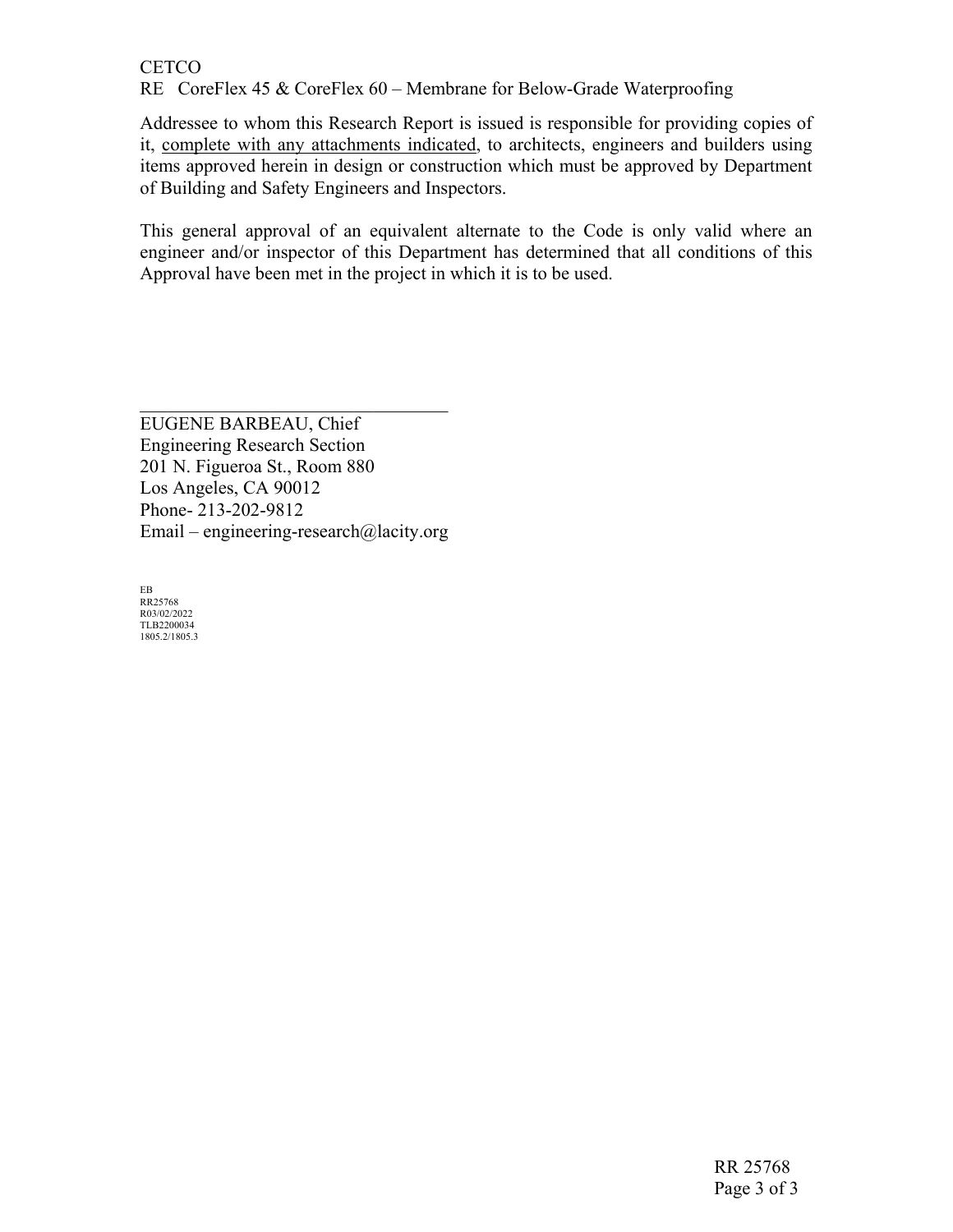CETCO
RE CoreFlex 45 & CoreFlex 60 – Membrane for Below-Grade Waterproofing

Addressee to whom this Research Report is issued is responsible for providing copies of it, complete with any attachments indicated, to architects, engineers and builders using items approved herein in design or construction which must be approved by Department of Building and Safety Engineers and Inspectors.

This general approval of an equivalent alternate to the Code is only valid where an engineer and/or inspector of this Department has determined that all conditions of this Approval have been met in the project in which it is to be used.

EUGENE BARBEAU, Chief
Engineering Research Section
201 N. Figueroa St., Room 880
Los Angeles, CA 90012
Phone- 213-202-9812
Email – engineering-research@lacity.org

EB
RR25768
R03/02/2022
TLB2200034
1805.2/1805.3